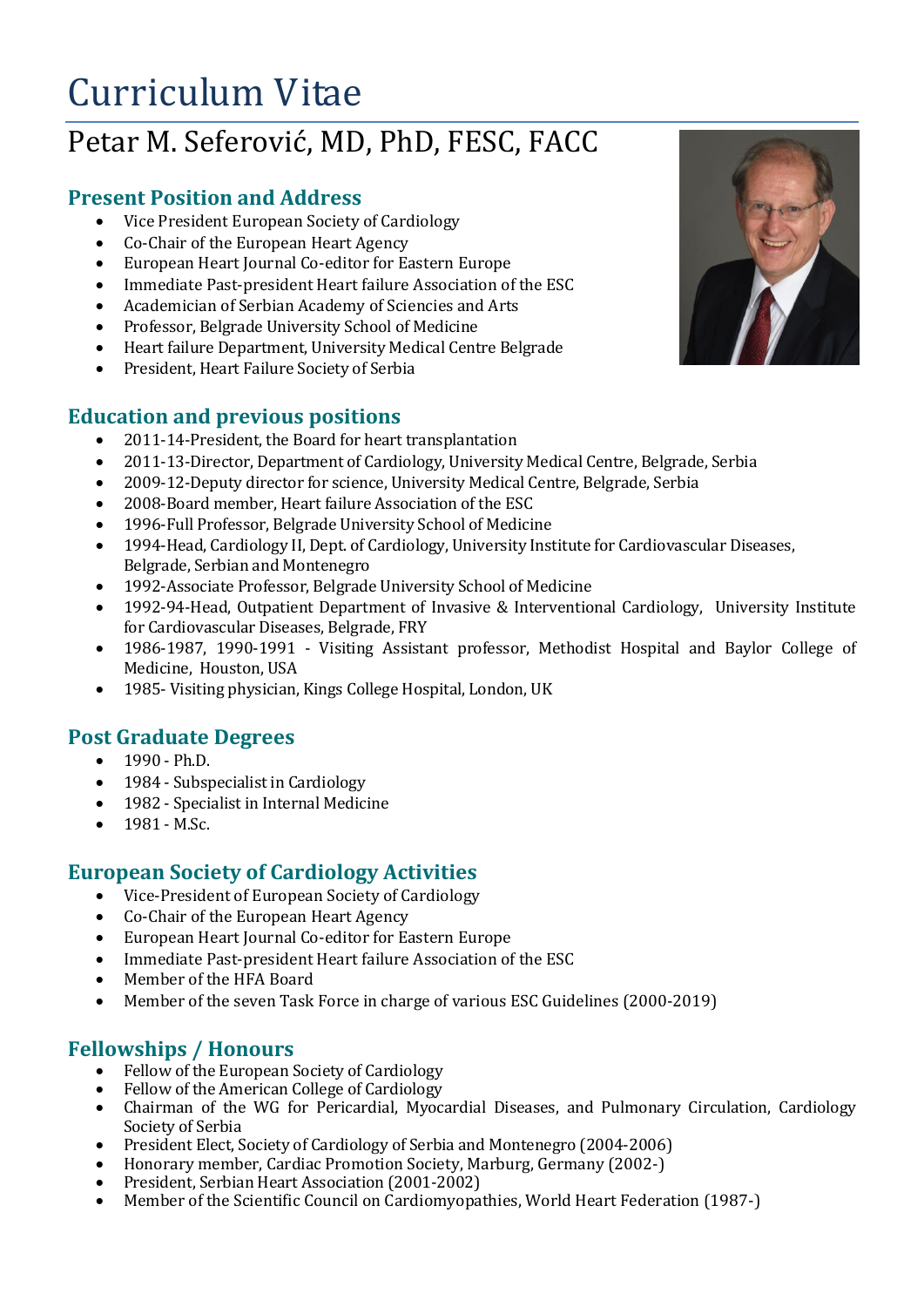# Curriculum Vitae

## Petar M. Seferović, MD, PhD, FESC, FACC

### Present Position and Address

- Vice President European Society of Cardiology
- Co-Chair of the European Heart Agency
- European Heart Journal Co-editor for Eastern Europe
- Immediate Past-president Heart failure Association of the ESC
- Academician of Serbian Academy of Sciencies and Arts
- Professor, Belgrade University School of Medicine
- Heart failure Department, University Medical Centre Belgrade
- President, Heart Failure Society of Serbia

### Education and previous positions

- 2011-14-President, the Board for heart transplantation
- 2011-13-Director, Department of Cardiology, University Medical Centre, Belgrade, Serbia
- 2009-12-Deputy director for science, University Medical Centre, Belgrade, Serbia
- 2008-Board member, Heart failure Association of the ESC
- 1996-Full Professor, Belgrade University School of Medicine
- 1994-Head, Cardiology II, Dept. of Cardiology, University Institute for Cardiovascular Diseases, Belgrade, Serbian and Montenegro
- 1992-Associate Professor, Belgrade University School of Medicine
- 1992-94-Head, Outpatient Department of Invasive & Interventional Cardiology, University Institute for Cardiovascular Diseases, Belgrade, FRY
- 1986-1987, 1990-1991 - Visiting Assistant professor, Methodist Hospital and Baylor College of Medicine, Houston, USA
- 1985- Visiting physician, Kings College Hospital, London, UK

### Post Graduate Degrees

- 1990 - Ph.D.
- 1984 - Subspecialist in Cardiology
- 1982 - Specialist in Internal Medicine
- 1981 - M.Sc.

### European Society of Cardiology Activities

- Vice-President of European Society of Cardiology
- Co-Chair of the European Heart Agency
- European Heart Journal Co-editor for Eastern Europe
- Immediate Past-president Heart failure Association of the ESC
- Member of the HFA Board
- Member of the seven Task Force in charge of various ESC Guidelines (2000-2019)

### Fellowships / Honours

- Fellow of the European Society of Cardiology
- Fellow of the American College of Cardiology
- Chairman of the WG for Pericardial, Myocardial Diseases, and Pulmonary Circulation, Cardiology Society of Serbia
- President Elect, Society of Cardiology of Serbia and Montenegro (2004-2006)
- Honorary member, Cardiac Promotion Society, Marburg, Germany (2002-)
- President, Serbian Heart Association (2001-2002)
- Member of the Scientific Council on Cardiomyopathies, World Heart Federation (1987-)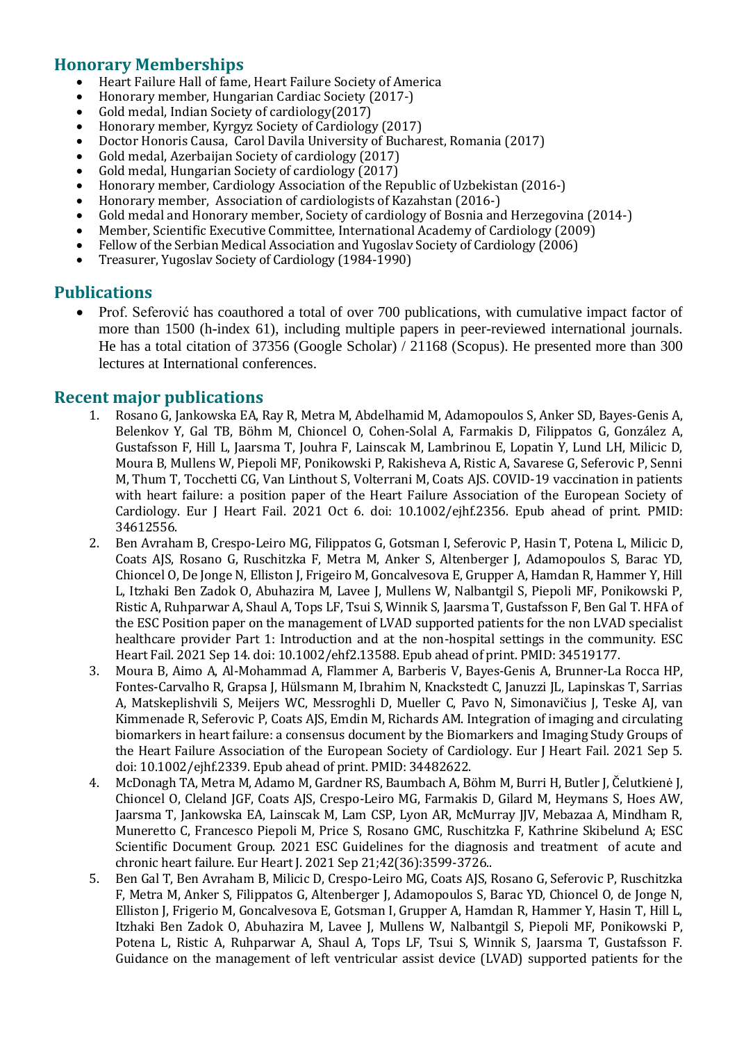## Honorary Memberships

- Heart Failure Hall of fame, Heart Failure Society of America
- Honorary member, Hungarian Cardiac Society (2017-)
- Gold medal, Indian Society of cardiology(2017)
- Honorary member, Kyrgyz Society of Cardiology (2017)
- Doctor Honoris Causa, Carol Davila University of Bucharest, Romania (2017)
- Gold medal, Azerbaijan Society of cardiology (2017)
- Gold medal, Hungarian Society of cardiology (2017)
- Honorary member, Cardiology Association of the Republic of Uzbekistan (2016-)
- Honorary member, Association of cardiologists of Kazahstan (2016-)
- Gold medal and Honorary member, Society of cardiology of Bosnia and Herzegovina (2014-)
- Member, Scientific Executive Committee, International Academy of Cardiology (2009)
- Fellow of the Serbian Medical Association and Yugoslav Society of Cardiology (2006)
- Treasurer, Yugoslav Society of Cardiology (1984-1990)

## Publications

- Prof. Seferović has coauthored a total of over 700 publications, with cumulative impact factor of more than 1500 (h-index 61), including multiple papers in peer-reviewed international journals. He has a total citation of 37356 (Google Scholar) / 21168 (Scopus). He presented more than 300 lectures at International conferences.

## Recent major publications

1. Rosano G, Jankowska EA, Ray R, Metra M, Abdelhamid M, Adamopoulos S, Anker SD, Bayes-Genis A, Belenkov Y, Gal TB, Böhm M, Chioncel O, Cohen-Solal A, Farmakis D, Filippatos G, González A, Gustafsson F, Hill L, Jaarsma T, Jouhra F, Lainscak M, Lambrinou E, Lopatin Y, Lund LH, Milicic D, Moura B, Mullens W, Piepoli MF, Ponikowski P, Rakisheva A, Ristic A, Savarese G, Seferovic P, Senni M, Thum T, Tocchetti CG, Van Linthout S, Volterrani M, Coats AJS. COVID-19 vaccination in patients with heart failure: a position paper of the Heart Failure Association of the European Society of Cardiology. Eur J Heart Fail. 2021 Oct 6. doi: 10.1002/ejhf.2356. Epub ahead of print. PMID: 34612556.
2. Ben Avraham B, Crespo-Leiro MG, Filippatos G, Gotsman I, Seferovic P, Hasin T, Potena L, Milicic D, Coats AJS, Rosano G, Ruschitzka F, Metra M, Anker S, Altenberger J, Adamopoulos S, Barac YD, Chioncel O, De Jonge N, Elliston J, Frigeiro M, Goncalvesova E, Grupper A, Hamdan R, Hammer Y, Hill L, Itzhaki Ben Zadok O, Abuhazira M, Lavee J, Mullens W, Nalbantgil S, Piepoli MF, Ponikowski P, Ristic A, Ruhparwar A, Shaul A, Tops LF, Tsui S, Winnik S, Jaarsma T, Gustafsson F, Ben Gal T. HFA of the ESC Position paper on the management of LVAD supported patients for the non LVAD specialist healthcare provider Part 1: Introduction and at the non-hospital settings in the community. ESC Heart Fail. 2021 Sep 14. doi: 10.1002/ehf2.13588. Epub ahead of print. PMID: 34519177.
3. Moura B, Aimo A, Al-Mohammad A, Flammer A, Barberis V, Bayes-Genis A, Brunner-La Rocca HP, Fontes-Carvalho R, Grapsa J, Hülsmann M, Ibrahim N, Knackstedt C, Januzzi JL, Lapinskas T, Sarrias A, Matskeplishvili S, Meijers WC, Messroghli D, Mueller C, Pavo N, Simonavičius J, Teske AJ, van Kimmenade R, Seferovic P, Coats AJS, Emdin M, Richards AM. Integration of imaging and circulating biomarkers in heart failure: a consensus document by the Biomarkers and Imaging Study Groups of the Heart Failure Association of the European Society of Cardiology. Eur J Heart Fail. 2021 Sep 5. doi: 10.1002/ejhf.2339. Epub ahead of print. PMID: 34482622.
4. McDonagh TA, Metra M, Adamo M, Gardner RS, Baumbach A, Böhm M, Burri H, Butler J, Čelutkienė J, Chioncel O, Cleland JGF, Coats AJS, Crespo-Leiro MG, Farmakis D, Gilard M, Heymans S, Hoes AW, Jaarsma T, Jankowska EA, Lainscak M, Lam CSP, Lyon AR, McMurray JJV, Mebazaa A, Mindham R, Muneretto C, Francesco Piepoli M, Price S, Rosano GMC, Ruschitzka F, Kathrine Skibelund A; ESC Scientific Document Group. 2021 ESC Guidelines for the diagnosis and treatment of acute and chronic heart failure. Eur Heart J. 2021 Sep 21;42(36):3599-3726..
5. Ben Gal T, Ben Avraham B, Milicic D, Crespo-Leiro MG, Coats AJS, Rosano G, Seferovic P, Ruschitzka F, Metra M, Anker S, Filippatos G, Altenberger J, Adamopoulos S, Barac YD, Chioncel O, de Jonge N, Elliston J, Frigerio M, Goncalvesova E, Gotsman I, Grupper A, Hamdan R, Hammer Y, Hasin T, Hill L, Itzhaki Ben Zadok O, Abuhazira M, Lavee J, Mullens W, Nalbantgil S, Piepoli MF, Ponikowski P, Potena L, Ristic A, Ruhparwar A, Shaul A, Tops LF, Tsui S, Winnik S, Jaarsma T, Gustafsson F. Guidance on the management of left ventricular assist device (LVAD) supported patients for the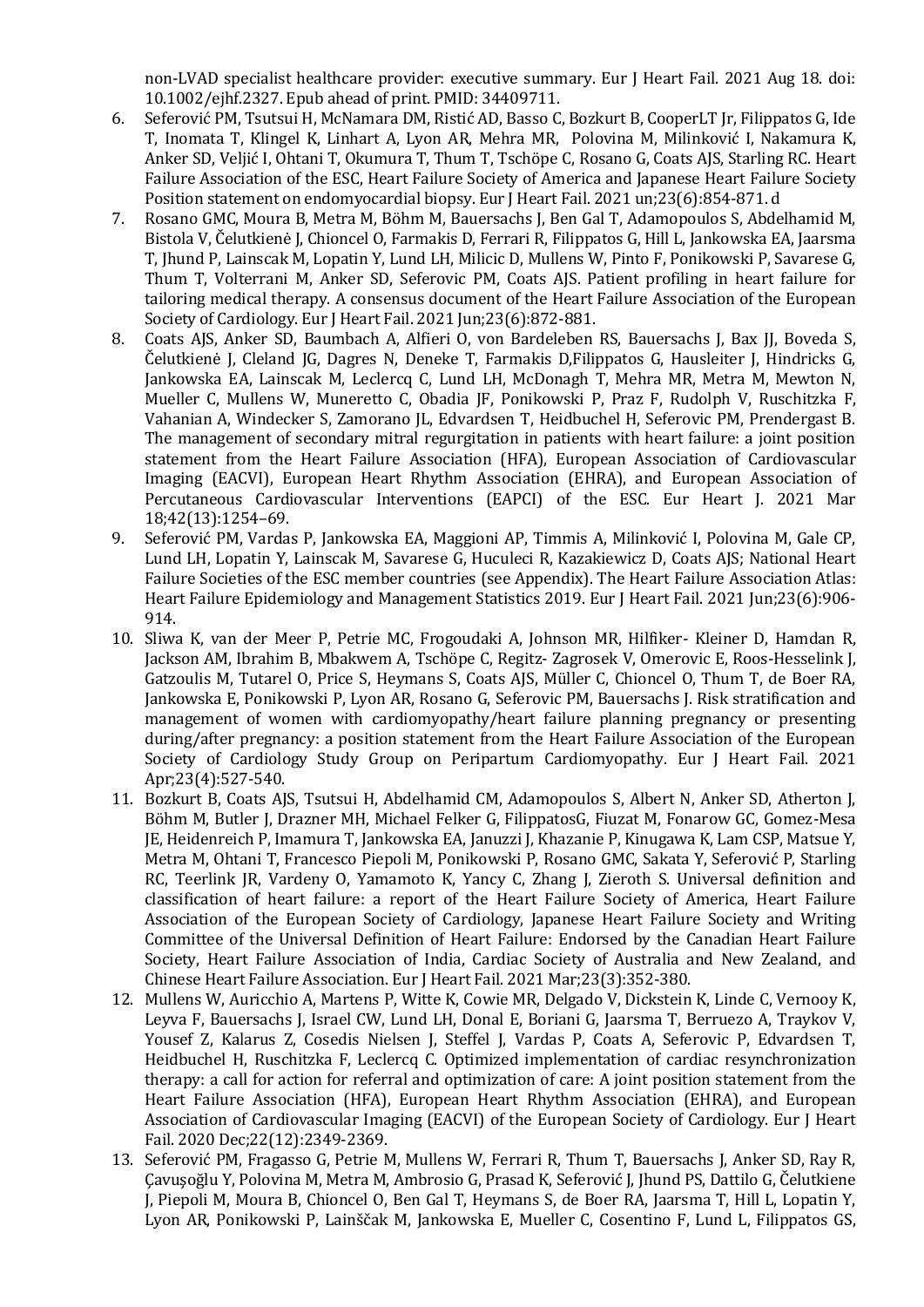non-LVAD specialist healthcare provider: executive summary. Eur J Heart Fail. 2021 Aug 18. doi: 10.1002/ejhf.2327. Epub ahead of print. PMID: 34409711.

6. Seferović PM, Tsutsui H, McNamara DM, Ristić AD, Basso C, Bozkurt B, CooperLT Jr, Filippatos G, Ide T, Inomata T, Klingel K, Linhart A, Lyon AR, Mehra MR, Polovina M, Milinković I, Nakamura K, Anker SD, Veljić I, Ohtani T, Okumura T, Thum T, Tschöpe C, Rosano G, Coats AJS, Starling RC. Heart Failure Association of the ESC, Heart Failure Society of America and Japanese Heart Failure Society Position statement on endomyocardial biopsy. Eur J Heart Fail. 2021 un;23(6):854-871. d
7. Rosano GMC, Moura B, Metra M, Böhm M, Bauersachs J, Ben Gal T, Adamopoulos S, Abdelhamid M, Bistola V, Čelutkienė J, Chioncel O, Farmakis D, Ferrari R, Filippatos G, Hill L, Jankowska EA, Jaarsma T, Jhund P, Lainscak M, Lopatin Y, Lund LH, Milicic D, Mullens W, Pinto F, Ponikowski P, Savarese G, Thum T, Volterrani M, Anker SD, Seferovic PM, Coats AJS. Patient profiling in heart failure for tailoring medical therapy. A consensus document of the Heart Failure Association of the European Society of Cardiology. Eur J Heart Fail. 2021 Jun;23(6):872-881.
8. Coats AJS, Anker SD, Baumbach A, Alfieri O, von Bardeleben RS, Bauersachs J, Bax JJ, Boveda S, Čelutkienė J, Cleland JG, Dagres N, Deneke T, Farmakis D,Filippatos G, Hausleiter J, Hindricks G, Jankowska EA, Lainscak M, Leclercq C, Lund LH, McDonagh T, Mehra MR, Metra M, Mewton N, Mueller C, Mullens W, Muneretto C, Obadia JF, Ponikowski P, Praz F, Rudolph V, Ruschitzka F, Vahanian A, Windecker S, Zamorano JL, Edvardsen T, Heidbuchel H, Seferovic PM, Prendergast B. The management of secondary mitral regurgitation in patients with heart failure: a joint position statement from the Heart Failure Association (HFA), European Association of Cardiovascular Imaging (EACVI), European Heart Rhythm Association (EHRA), and European Association of Percutaneous Cardiovascular Interventions (EAPCI) of the ESC. Eur Heart J. 2021 Mar 18;42(13):1254–69.
9. Seferović PM, Vardas P, Jankowska EA, Maggioni AP, Timmis A, Milinković I, Polovina M, Gale CP, Lund LH, Lopatin Y, Lainscak M, Savarese G, Huculeci R, Kazakiewicz D, Coats AJS; National Heart Failure Societies of the ESC member countries (see Appendix). The Heart Failure Association Atlas: Heart Failure Epidemiology and Management Statistics 2019. Eur J Heart Fail. 2021 Jun;23(6):906-914.
10. Sliwa K, van der Meer P, Petrie MC, Frogoudaki A, Johnson MR, Hilfiker- Kleiner D, Hamdan R, Jackson AM, Ibrahim B, Mbakwem A, Tschöpe C, Regitz- Zagrosek V, Omerovic E, Roos-Hesselink J, Gatzoulis M, Tutarel O, Price S, Heymans S, Coats AJS, Müller C, Chioncel O, Thum T, de Boer RA, Jankowska E, Ponikowski P, Lyon AR, Rosano G, Seferovic PM, Bauersachs J. Risk stratification and management of women with cardiomyopathy/heart failure planning pregnancy or presenting during/after pregnancy: a position statement from the Heart Failure Association of the European Society of Cardiology Study Group on Peripartum Cardiomyopathy. Eur J Heart Fail. 2021 Apr;23(4):527-540.
11. Bozkurt B, Coats AJS, Tsutsui H, Abdelhamid CM, Adamopoulos S, Albert N, Anker SD, Atherton J, Böhm M, Butler J, Drazner MH, Michael Felker G, FilippatosG, Fiuzat M, Fonarow GC, Gomez-Mesa JE, Heidenreich P, Imamura T, Jankowska EA, Januzzi J, Khazanie P, Kinugawa K, Lam CSP, Matsue Y, Metra M, Ohtani T, Francesco Piepoli M, Ponikowski P, Rosano GMC, Sakata Y, Seferović P, Starling RC, Teerlink JR, Vardeny O, Yamamoto K, Yancy C, Zhang J, Zieroth S. Universal definition and classification of heart failure: a report of the Heart Failure Society of America, Heart Failure Association of the European Society of Cardiology, Japanese Heart Failure Society and Writing Committee of the Universal Definition of Heart Failure: Endorsed by the Canadian Heart Failure Society, Heart Failure Association of India, Cardiac Society of Australia and New Zealand, and Chinese Heart Failure Association. Eur J Heart Fail. 2021 Mar;23(3):352-380.
12. Mullens W, Auricchio A, Martens P, Witte K, Cowie MR, Delgado V, Dickstein K, Linde C, Vernooy K, Leyva F, Bauersachs J, Israel CW, Lund LH, Donal E, Boriani G, Jaarsma T, Berruezo A, Traykov V, Yousef Z, Kalarus Z, Cosedis Nielsen J, Steffel J, Vardas P, Coats A, Seferovic P, Edvardsen T, Heidbuchel H, Ruschitzka F, Leclercq C. Optimized implementation of cardiac resynchronization therapy: a call for action for referral and optimization of care: A joint position statement from the Heart Failure Association (HFA), European Heart Rhythm Association (EHRA), and European Association of Cardiovascular Imaging (EACVI) of the European Society of Cardiology. Eur J Heart Fail. 2020 Dec;22(12):2349-2369.
13. Seferović PM, Fragasso G, Petrie M, Mullens W, Ferrari R, Thum T, Bauersachs J, Anker SD, Ray R, Çavuşoğlu Y, Polovina M, Metra M, Ambrosio G, Prasad K, Seferović J, Jhund PS, Dattilo G, Čelutkiene J, Piepoli M, Moura B, Chioncel O, Ben Gal T, Heymans S, de Boer RA, Jaarsma T, Hill L, Lopatin Y, Lyon AR, Ponikowski P, Lainščak M, Jankowska E, Mueller C, Cosentino F, Lund L, Filippatos GS,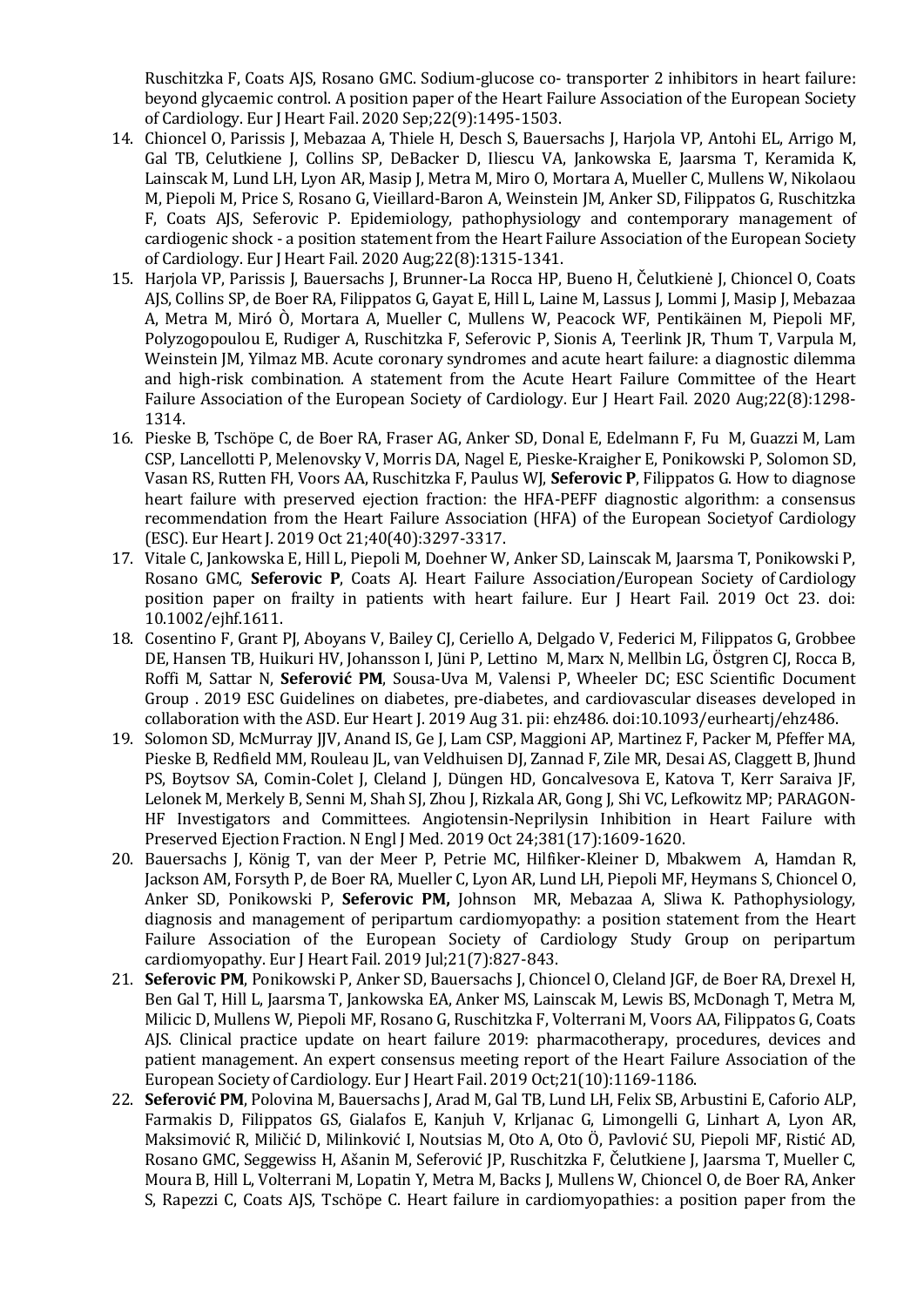Ruschitzka F, Coats AJS, Rosano GMC. Sodium-glucose co- transporter 2 inhibitors in heart failure: beyond glycaemic control. A position paper of the Heart Failure Association of the European Society of Cardiology. Eur J Heart Fail. 2020 Sep;22(9):1495-1503.

14. Chioncel O, Parissis J, Mebazaa A, Thiele H, Desch S, Bauersachs J, Harjola VP, Antohi EL, Arrigo M, Gal TB, Celutkiene J, Collins SP, DeBacker D, Iliescu VA, Jankowska E, Jaarsma T, Keramida K, Lainscak M, Lund LH, Lyon AR, Masip J, Metra M, Miro O, Mortara A, Mueller C, Mullens W, Nikolaou M, Piepoli M, Price S, Rosano G, Vieillard-Baron A, Weinstein JM, Anker SD, Filippatos G, Ruschitzka F, Coats AJS, Seferovic P. Epidemiology, pathophysiology and contemporary management of cardiogenic shock - a position statement from the Heart Failure Association of the European Society of Cardiology. Eur J Heart Fail. 2020 Aug;22(8):1315-1341.
15. Harjola VP, Parissis J, Bauersachs J, Brunner-La Rocca HP, Bueno H, Čelutkienė J, Chioncel O, Coats AJS, Collins SP, de Boer RA, Filippatos G, Gayat E, Hill L, Laine M, Lassus J, Lommi J, Masip J, Mebazaa A, Metra M, Miró Ò, Mortara A, Mueller C, Mullens W, Peacock WF, Pentikäinen M, Piepoli MF, Polyzogopoulou E, Rudiger A, Ruschitzka F, Seferovic P, Sionis A, Teerlink JR, Thum T, Varpula M, Weinstein JM, Yilmaz MB. Acute coronary syndromes and acute heart failure: a diagnostic dilemma and high-risk combination. A statement from the Acute Heart Failure Committee of the Heart Failure Association of the European Society of Cardiology. Eur J Heart Fail. 2020 Aug;22(8):1298-1314.
16. Pieske B, Tschöpe C, de Boer RA, Fraser AG, Anker SD, Donal E, Edelmann F, Fu M, Guazzi M, Lam CSP, Lancellotti P, Melenovsky V, Morris DA, Nagel E, Pieske-Kraigher E, Ponikowski P, Solomon SD, Vasan RS, Rutten FH, Voors AA, Ruschitzka F, Paulus WJ, **Seferovic P**, Filippatos G. How to diagnose heart failure with preserved ejection fraction: the HFA-PEFF diagnostic algorithm: a consensus recommendation from the Heart Failure Association (HFA) of the European Societyof Cardiology (ESC). Eur Heart J. 2019 Oct 21;40(40):3297-3317.
17. Vitale C, Jankowska E, Hill L, Piepoli M, Doehner W, Anker SD, Lainscak M, Jaarsma T, Ponikowski P, Rosano GMC, **Seferovic P**, Coats AJ. Heart Failure Association/European Society of Cardiology position paper on frailty in patients with heart failure. Eur J Heart Fail. 2019 Oct 23. doi: 10.1002/ejhf.1611.
18. Cosentino F, Grant PJ, Aboyans V, Bailey CJ, Ceriello A, Delgado V, Federici M, Filippatos G, Grobbee DE, Hansen TB, Huikuri HV, Johansson I, Jüni P, Lettino M, Marx N, Mellbin LG, Östgren CJ, Rocca B, Roffi M, Sattar N, **Seferović PM**, Sousa-Uva M, Valensi P, Wheeler DC; ESC Scientific Document Group . 2019 ESC Guidelines on diabetes, pre-diabetes, and cardiovascular diseases developed in collaboration with the ASD. Eur Heart J. 2019 Aug 31. pii: ehz486. doi:10.1093/eurheartj/ehz486.
19. Solomon SD, McMurray JJV, Anand IS, Ge J, Lam CSP, Maggioni AP, Martinez F, Packer M, Pfeffer MA, Pieske B, Redfield MM, Rouleau JL, van Veldhuisen DJ, Zannad F, Zile MR, Desai AS, Claggett B, Jhund PS, Boytsov SA, Comin-Colet J, Cleland J, Düngen HD, Goncalvesova E, Katova T, Kerr Saraiva JF, Lelonek M, Merkely B, Senni M, Shah SJ, Zhou J, Rizkala AR, Gong J, Shi VC, Lefkowitz MP; PARAGON-HF Investigators and Committees. Angiotensin-Neprilysin Inhibition in Heart Failure with Preserved Ejection Fraction. N Engl J Med. 2019 Oct 24;381(17):1609-1620.
20. Bauersachs J, König T, van der Meer P, Petrie MC, Hilfiker-Kleiner D, Mbakwem A, Hamdan R, Jackson AM, Forsyth P, de Boer RA, Mueller C, Lyon AR, Lund LH, Piepoli MF, Heymans S, Chioncel O, Anker SD, Ponikowski P, **Seferovic PM,** Johnson MR, Mebazaa A, Sliwa K. Pathophysiology, diagnosis and management of peripartum cardiomyopathy: a position statement from the Heart Failure Association of the European Society of Cardiology Study Group on peripartum cardiomyopathy. Eur J Heart Fail. 2019 Jul;21(7):827-843.
21. **Seferovic PM**, Ponikowski P, Anker SD, Bauersachs J, Chioncel O, Cleland JGF, de Boer RA, Drexel H, Ben Gal T, Hill L, Jaarsma T, Jankowska EA, Anker MS, Lainscak M, Lewis BS, McDonagh T, Metra M, Milicic D, Mullens W, Piepoli MF, Rosano G, Ruschitzka F, Volterrani M, Voors AA, Filippatos G, Coats AJS. Clinical practice update on heart failure 2019: pharmacotherapy, procedures, devices and patient management. An expert consensus meeting report of the Heart Failure Association of the European Society of Cardiology. Eur J Heart Fail. 2019 Oct;21(10):1169-1186.
22. **Seferović PM**, Polovina M, Bauersachs J, Arad M, Gal TB, Lund LH, Felix SB, Arbustini E, Caforio ALP, Farmakis D, Filippatos GS, Gialafos E, Kanjuh V, Krljanac G, Limongelli G, Linhart A, Lyon AR, Maksimović R, Miličić D, Milinković I, Noutsias M, Oto A, Oto Ö, Pavlović SU, Piepoli MF, Ristić AD, Rosano GMC, Seggewiss H, Ašanin M, Seferović JP, Ruschitzka F, Čelutkiene J, Jaarsma T, Mueller C, Moura B, Hill L, Volterrani M, Lopatin Y, Metra M, Backs J, Mullens W, Chioncel O, de Boer RA, Anker S, Rapezzi C, Coats AJS, Tschöpe C. Heart failure in cardiomyopathies: a position paper from the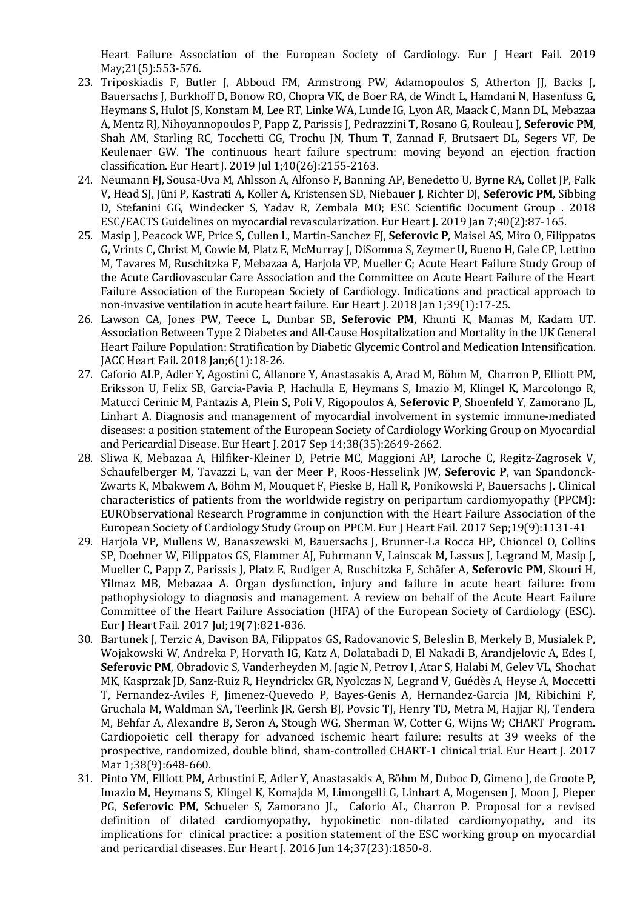Heart Failure Association of the European Society of Cardiology. Eur J Heart Fail. 2019 May;21(5):553-576.

23. Triposkiadis F, Butler J, Abboud FM, Armstrong PW, Adamopoulos S, Atherton JJ, Backs J, Bauersachs J, Burkhoff D, Bonow RO, Chopra VK, de Boer RA, de Windt L, Hamdani N, Hasenfuss G, Heymans S, Hulot JS, Konstam M, Lee RT, Linke WA, Lunde IG, Lyon AR, Maack C, Mann DL, Mebazaa A, Mentz RJ, Nihoyannopoulos P, Papp Z, Parissis J, Pedrazzini T, Rosano G, Rouleau J, **Seferovic PM**, Shah AM, Starling RC, Tocchetti CG, Trochu JN, Thum T, Zannad F, Brutsaert DL, Segers VF, De Keulenaer GW. The continuous heart failure spectrum: moving beyond an ejection fraction classification. Eur Heart J. 2019 Jul 1;40(26):2155-2163.
24. Neumann FJ, Sousa-Uva M, Ahlsson A, Alfonso F, Banning AP, Benedetto U, Byrne RA, Collet JP, Falk V, Head SJ, Jüni P, Kastrati A, Koller A, Kristensen SD, Niebauer J, Richter DJ, **Seferovic PM**, Sibbing D, Stefanini GG, Windecker S, Yadav R, Zembala MO; ESC Scientific Document Group . 2018 ESC/EACTS Guidelines on myocardial revascularization. Eur Heart J. 2019 Jan 7;40(2):87-165.
25. Masip J, Peacock WF, Price S, Cullen L, Martin-Sanchez FJ, **Seferovic P**, Maisel AS, Miro O, Filippatos G, Vrints C, Christ M, Cowie M, Platz E, McMurray J, DiSomma S, Zeymer U, Bueno H, Gale CP, Lettino M, Tavares M, Ruschitzka F, Mebazaa A, Harjola VP, Mueller C; Acute Heart Failure Study Group of the Acute Cardiovascular Care Association and the Committee on Acute Heart Failure of the Heart Failure Association of the European Society of Cardiology. Indications and practical approach to non-invasive ventilation in acute heart failure. Eur Heart J. 2018 Jan 1;39(1):17-25.
26. Lawson CA, Jones PW, Teece L, Dunbar SB, **Seferovic PM**, Khunti K, Mamas M, Kadam UT. Association Between Type 2 Diabetes and All-Cause Hospitalization and Mortality in the UK General Heart Failure Population: Stratification by Diabetic Glycemic Control and Medication Intensification. JACC Heart Fail. 2018 Jan;6(1):18-26.
27. Caforio ALP, Adler Y, Agostini C, Allanore Y, Anastasakis A, Arad M, Böhm M, Charron P, Elliott PM, Eriksson U, Felix SB, Garcia-Pavia P, Hachulla E, Heymans S, Imazio M, Klingel K, Marcolongo R, Matucci Cerinic M, Pantazis A, Plein S, Poli V, Rigopoulos A, **Seferovic P**, Shoenfeld Y, Zamorano JL, Linhart A. Diagnosis and management of myocardial involvement in systemic immune-mediated diseases: a position statement of the European Society of Cardiology Working Group on Myocardial and Pericardial Disease. Eur Heart J. 2017 Sep 14;38(35):2649-2662.
28. Sliwa K, Mebazaa A, Hilfiker-Kleiner D, Petrie MC, Maggioni AP, Laroche C, Regitz-Zagrosek V, Schaufelberger M, Tavazzi L, van der Meer P, Roos-Hesselink JW, **Seferovic P**, van Spandonck-Zwarts K, Mbakwem A, Böhm M, Mouquet F, Pieske B, Hall R, Ponikowski P, Bauersachs J. Clinical characteristics of patients from the worldwide registry on peripartum cardiomyopathy (PPCM): EURObservational Research Programme in conjunction with the Heart Failure Association of the European Society of Cardiology Study Group on PPCM. Eur J Heart Fail. 2017 Sep;19(9):1131-41
29. Harjola VP, Mullens W, Banaszewski M, Bauersachs J, Brunner-La Rocca HP, Chioncel O, Collins SP, Doehner W, Filippatos GS, Flammer AJ, Fuhrmann V, Lainscak M, Lassus J, Legrand M, Masip J, Mueller C, Papp Z, Parissis J, Platz E, Rudiger A, Ruschitzka F, Schäfer A, **Seferovic PM**, Skouri H, Yilmaz MB, Mebazaa A. Organ dysfunction, injury and failure in acute heart failure: from pathophysiology to diagnosis and management. A review on behalf of the Acute Heart Failure Committee of the Heart Failure Association (HFA) of the European Society of Cardiology (ESC). Eur J Heart Fail. 2017 Jul;19(7):821-836.
30. Bartunek J, Terzic A, Davison BA, Filippatos GS, Radovanovic S, Beleslin B, Merkely B, Musialek P, Wojakowski W, Andreka P, Horvath IG, Katz A, Dolatabadi D, El Nakadi B, Arandjelovic A, Edes I, **Seferovic PM**, Obradovic S, Vanderheyden M, Jagic N, Petrov I, Atar S, Halabi M, Gelev VL, Shochat MK, Kasprzak JD, Sanz-Ruiz R, Heyndrickx GR, Nyolczas N, Legrand V, Guédès A, Heyse A, Moccetti T, Fernandez-Aviles F, Jimenez-Quevedo P, Bayes-Genis A, Hernandez-Garcia JM, Ribichini F, Gruchala M, Waldman SA, Teerlink JR, Gersh BJ, Povsic TJ, Henry TD, Metra M, Hajjar RJ, Tendera M, Behfar A, Alexandre B, Seron A, Stough WG, Sherman W, Cotter G, Wijns W; CHART Program. Cardiopoietic cell therapy for advanced ischemic heart failure: results at 39 weeks of the prospective, randomized, double blind, sham-controlled CHART-1 clinical trial. Eur Heart J. 2017 Mar 1;38(9):648-660.
31. Pinto YM, Elliott PM, Arbustini E, Adler Y, Anastasakis A, Böhm M, Duboc D, Gimeno J, de Groote P, Imazio M, Heymans S, Klingel K, Komajda M, Limongelli G, Linhart A, Mogensen J, Moon J, Pieper PG, **Seferovic PM**, Schueler S, Zamorano JL, Caforio AL, Charron P. Proposal for a revised definition of dilated cardiomyopathy, hypokinetic non-dilated cardiomyopathy, and its implications for clinical practice: a position statement of the ESC working group on myocardial and pericardial diseases. Eur Heart J. 2016 Jun 14;37(23):1850-8.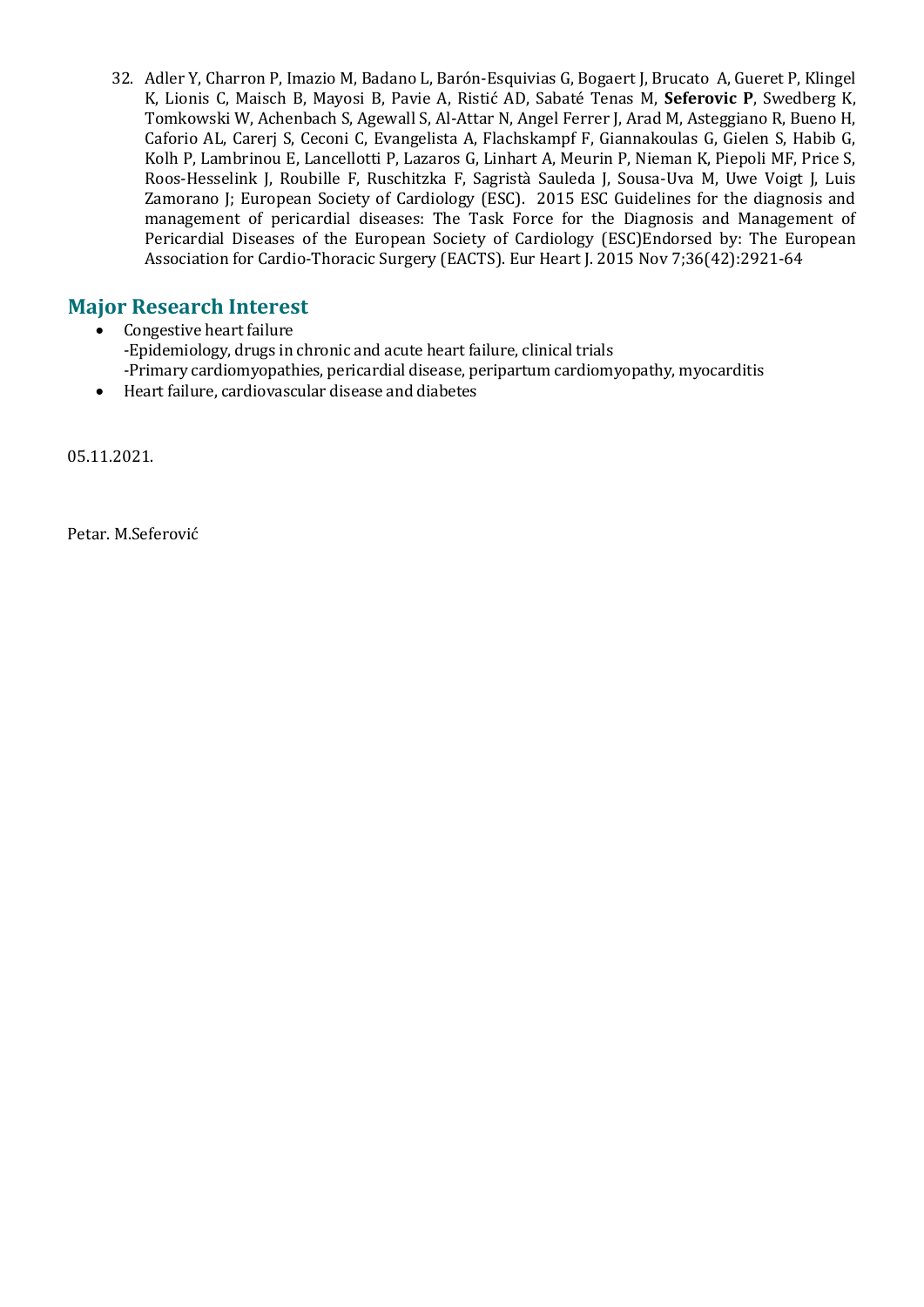32. Adler Y, Charron P, Imazio M, Badano L, Barón-Esquivias G, Bogaert J, Brucato A, Gueret P, Klingel K, Lionis C, Maisch B, Mayosi B, Pavie A, Ristić AD, Sabaté Tenas M, **Seferovic P**, Swedberg K, Tomkowski W, Achenbach S, Agewall S, Al-Attar N, Angel Ferrer J, Arad M, Asteggiano R, Bueno H, Caforio AL, Carerj S, Ceconi C, Evangelista A, Flachskampf F, Giannakoulas G, Gielen S, Habib G, Kolh P, Lambrinou E, Lancellotti P, Lazaros G, Linhart A, Meurin P, Nieman K, Piepoli MF, Price S, Roos-Hesselink J, Roubille F, Ruschitzka F, Sagristà Sauleda J, Sousa-Uva M, Uwe Voigt J, Luis Zamorano J; European Society of Cardiology (ESC). 2015 ESC Guidelines for the diagnosis and management of pericardial diseases: The Task Force for the Diagnosis and Management of Pericardial Diseases of the European Society of Cardiology (ESC)Endorsed by: The European Association for Cardio-Thoracic Surgery (EACTS). Eur Heart J. 2015 Nov 7;36(42):2921-64

## Major Research Interest

- Congestive heart failure
  -Epidemiology, drugs in chronic and acute heart failure, clinical trials
  -Primary cardiomyopathies, pericardial disease, peripartum cardiomyopathy, myocarditis
- Heart failure, cardiovascular disease and diabetes

05.11.2021.

Petar. M.Seferović